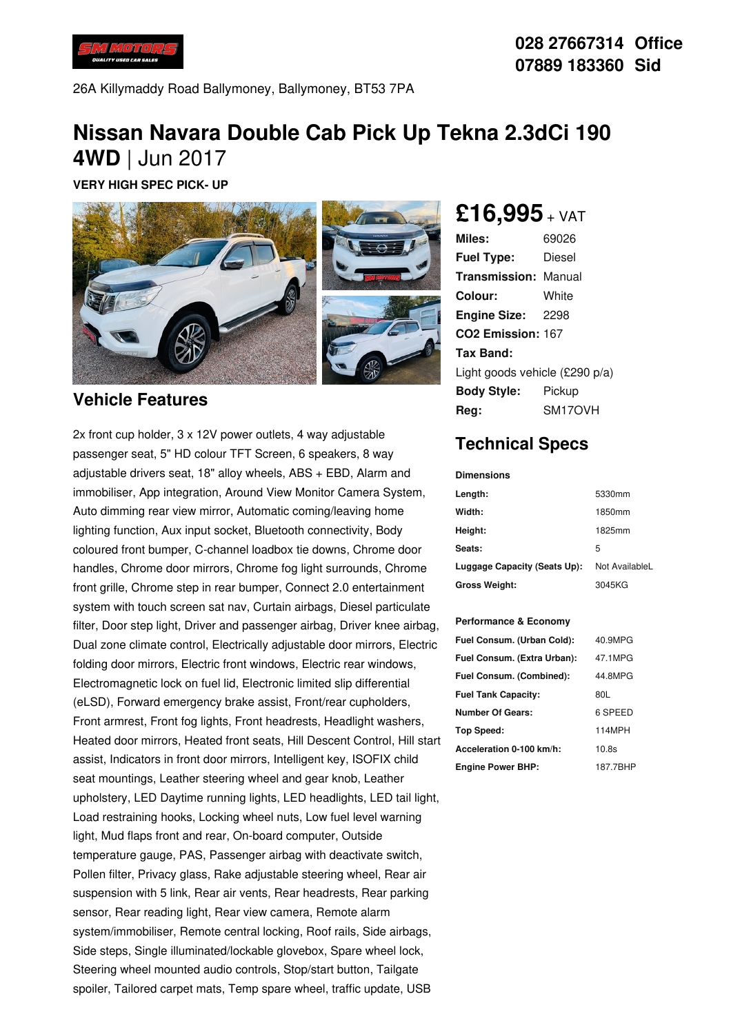SM MOTORS
QUALITY USED CAR SALES

**028 27667314 Office**
**07889 183360 Sid**

26A Killymaddy Road Ballymoney, Ballymoney, BT53 7PA

# Nissan Navara Double Cab Pick Up Tekna 2.3dCi 190 4WD | Jun 2017

**VERY HIGH SPEC PICK- UP**

**£16,995** + VAT

| | |
|---|---|
| **Miles:** | 69026 |
| **Fuel Type:** | Diesel |
| **Transmission:** | Manual |
| **Colour:** | White |
| **Engine Size:** | 2298 |
| **CO2 Emission:** | 167 |
| **Tax Band:** | Light goods vehicle (£290 p/a) |
| **Body Style:** | Pickup |
| **Reg:** | SM17OVH |

## Vehicle Features

2x front cup holder, 3 x 12V power outlets, 4 way adjustable passenger seat, 5" HD colour TFT Screen, 6 speakers, 8 way adjustable drivers seat, 18" alloy wheels, ABS + EBD, Alarm and immobiliser, App integration, Around View Monitor Camera System, Auto dimming rear view mirror, Automatic coming/leaving home lighting function, Aux input socket, Bluetooth connectivity, Body coloured front bumper, C-channel loadbox tie downs, Chrome door handles, Chrome door mirrors, Chrome fog light surrounds, Chrome front grille, Chrome step in rear bumper, Connect 2.0 entertainment system with touch screen sat nav, Curtain airbags, Diesel particulate filter, Door step light, Driver and passenger airbag, Driver knee airbag, Dual zone climate control, Electrically adjustable door mirrors, Electric folding door mirrors, Electric front windows, Electric rear windows, Electromagnetic lock on fuel lid, Electronic limited slip differential (eLSD), Forward emergency brake assist, Front/rear cupholders, Front armrest, Front fog lights, Front headrests, Headlight washers, Heated door mirrors, Heated front seats, Hill Descent Control, Hill start assist, Indicators in front door mirrors, Intelligent key, ISOFIX child seat mountings, Leather steering wheel and gear knob, Leather upholstery, LED Daytime running lights, LED headlights, LED tail light, Load restraining hooks, Locking wheel nuts, Low fuel level warning light, Mud flaps front and rear, On-board computer, Outside temperature gauge, PAS, Passenger airbag with deactivate switch, Pollen filter, Privacy glass, Rake adjustable steering wheel, Rear air suspension with 5 link, Rear air vents, Rear headrests, Rear parking sensor, Rear reading light, Rear view camera, Remote alarm system/immobiliser, Remote central locking, Roof rails, Side airbags, Side steps, Single illuminated/lockable glovebox, Spare wheel lock, Steering wheel mounted audio controls, Stop/start button, Tailgate spoiler, Tailored carpet mats, Temp spare wheel, traffic update, USB

## Technical Specs

**Dimensions**

| | |
|---|---|
| **Length:** | 5330mm |
| **Width:** | 1850mm |
| **Height:** | 1825mm |
| **Seats:** | 5 |
| **Luggage Capacity (Seats Up):** | Not AvailableL |
| **Gross Weight:** | 3045KG |

**Performance & Economy**

| | |
|---|---|
| **Fuel Consum. (Urban Cold):** | 40.9MPG |
| **Fuel Consum. (Extra Urban):** | 47.1MPG |
| **Fuel Consum. (Combined):** | 44.8MPG |
| **Fuel Tank Capacity:** | 80L |
| **Number Of Gears:** | 6 SPEED |
| **Top Speed:** | 114MPH |
| **Acceleration 0-100 km/h:** | 10.8s |
| **Engine Power BHP:** | 187.7BHP |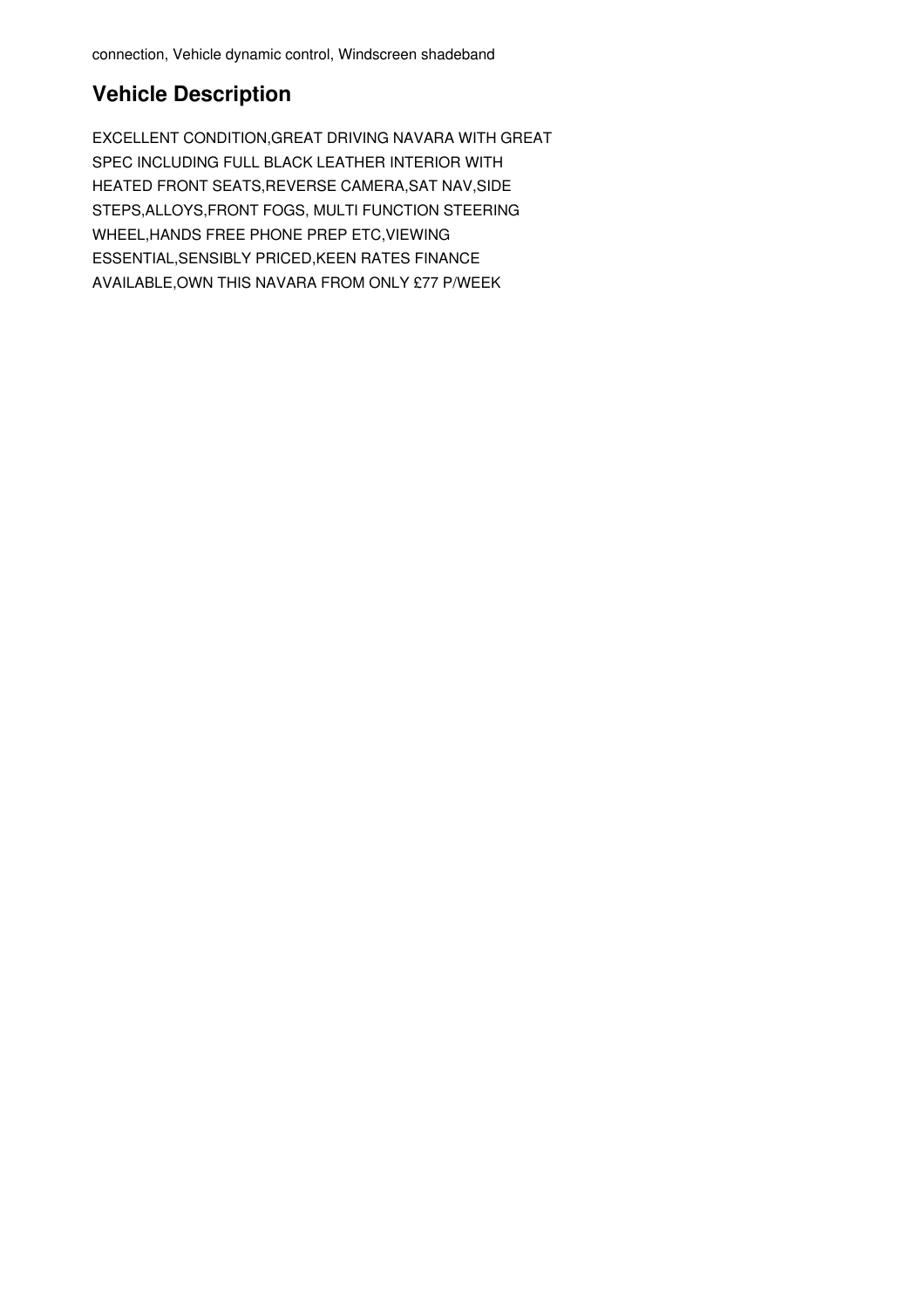connection, Vehicle dynamic control, Windscreen shadeband

## Vehicle Description

EXCELLENT CONDITION,GREAT DRIVING NAVARA WITH GREAT SPEC INCLUDING FULL BLACK LEATHER INTERIOR WITH HEATED FRONT SEATS,REVERSE CAMERA,SAT NAV,SIDE STEPS,ALLOYS,FRONT FOGS, MULTI FUNCTION STEERING WHEEL,HANDS FREE PHONE PREP ETC,VIEWING ESSENTIAL,SENSIBLY PRICED,KEEN RATES FINANCE AVAILABLE,OWN THIS NAVARA FROM ONLY £77 P/WEEK